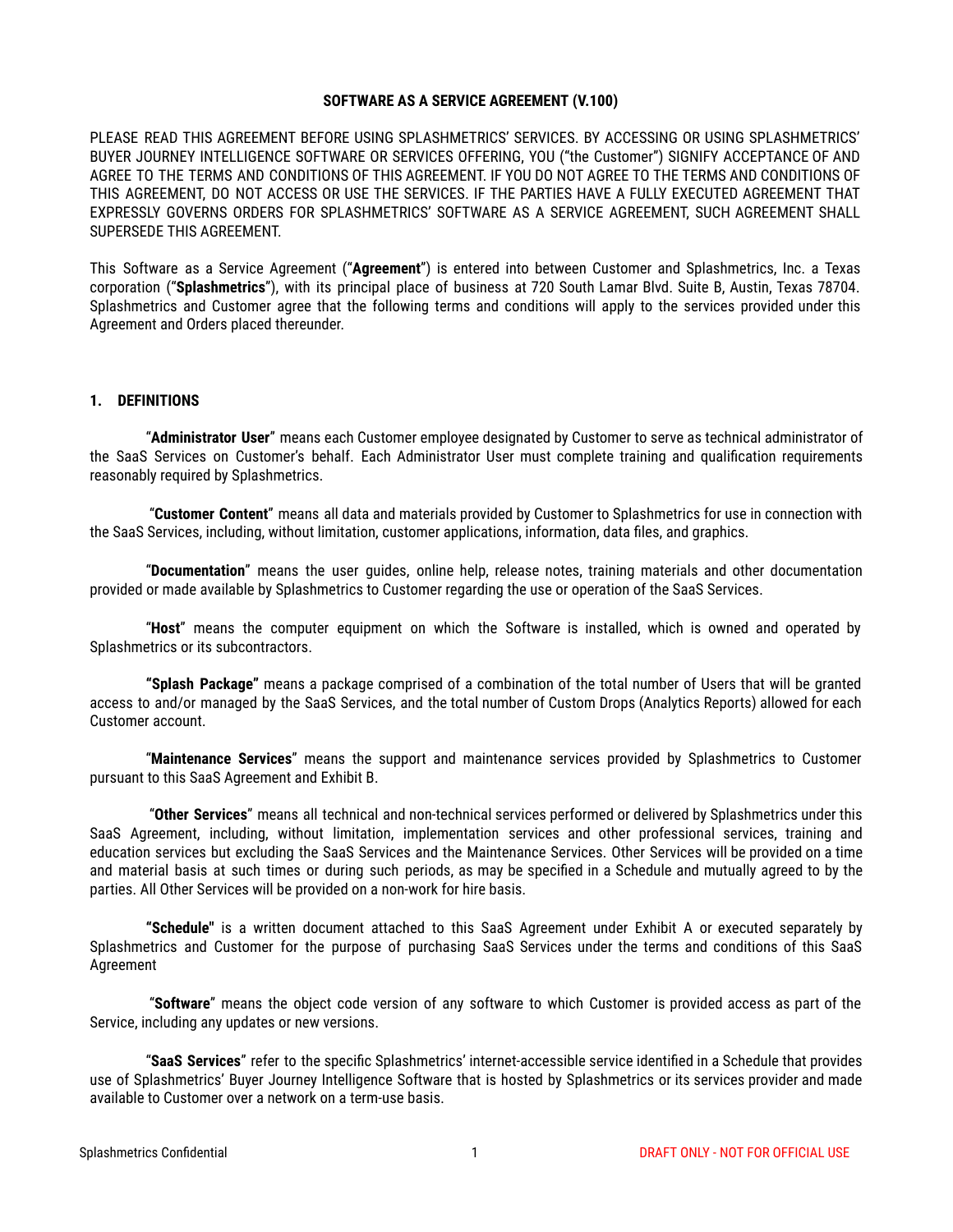**SOFTWARE AS A SERVICE AGREEMENT (V.100)**

PLEASE READ THIS AGREEMENT BEFORE USING SPLASHMETRICS' SERVICES. BY ACCESSING OR USING SPLASHMETRICS' BUYER JOURNEY INTELLIGENCE SOFTWARE OR SERVICES OFFERING, YOU ("the Customer") SIGNIFY ACCEPTANCE OF AND AGREE TO THE TERMS AND CONDITIONS OF THIS AGREEMENT. IF YOU DO NOT AGREE TO THE TERMS AND CONDITIONS OF THIS AGREEMENT, DO NOT ACCESS OR USE THE SERVICES. IF THE PARTIES HAVE A FULLY EXECUTED AGREEMENT THAT EXPRESSLY GOVERNS ORDERS FOR SPLASHMETRICS' SOFTWARE AS A SERVICE AGREEMENT, SUCH AGREEMENT SHALL SUPERSEDE THIS AGREEMENT.

This Software as a Service Agreement ("**Agreement**") is entered into between Customer and Splashmetrics, Inc. a Texas corporation ("**Splashmetrics**"), with its principal place of business at 720 South Lamar Blvd. Suite B, Austin, Texas 78704. Splashmetrics and Customer agree that the following terms and conditions will apply to the services provided under this Agreement and Orders placed thereunder.

## 1. DEFINITIONS

"**Administrator User**" means each Customer employee designated by Customer to serve as technical administrator of the SaaS Services on Customer's behalf. Each Administrator User must complete training and qualification requirements reasonably required by Splashmetrics.

"**Customer Content**" means all data and materials provided by Customer to Splashmetrics for use in connection with the SaaS Services, including, without limitation, customer applications, information, data files, and graphics.

"**Documentation**" means the user guides, online help, release notes, training materials and other documentation provided or made available by Splashmetrics to Customer regarding the use or operation of the SaaS Services.

"**Host**" means the computer equipment on which the Software is installed, which is owned and operated by Splashmetrics or its subcontractors.

**"Splash Package"** means a package comprised of a combination of the total number of Users that will be granted access to and/or managed by the SaaS Services, and the total number of Custom Drops (Analytics Reports) allowed for each Customer account.

"**Maintenance Services**" means the support and maintenance services provided by Splashmetrics to Customer pursuant to this SaaS Agreement and Exhibit B.

"**Other Services**" means all technical and non-technical services performed or delivered by Splashmetrics under this SaaS Agreement, including, without limitation, implementation services and other professional services, training and education services but excluding the SaaS Services and the Maintenance Services. Other Services will be provided on a time and material basis at such times or during such periods, as may be specified in a Schedule and mutually agreed to by the parties. All Other Services will be provided on a non-work for hire basis.

**"Schedule"** is a written document attached to this SaaS Agreement under Exhibit A or executed separately by Splashmetrics and Customer for the purpose of purchasing SaaS Services under the terms and conditions of this SaaS Agreement

"**Software**" means the object code version of any software to which Customer is provided access as part of the Service, including any updates or new versions.

"**SaaS Services**" refer to the specific Splashmetrics' internet-accessible service identified in a Schedule that provides use of Splashmetrics' Buyer Journey Intelligence Software that is hosted by Splashmetrics or its services provider and made available to Customer over a network on a term-use basis.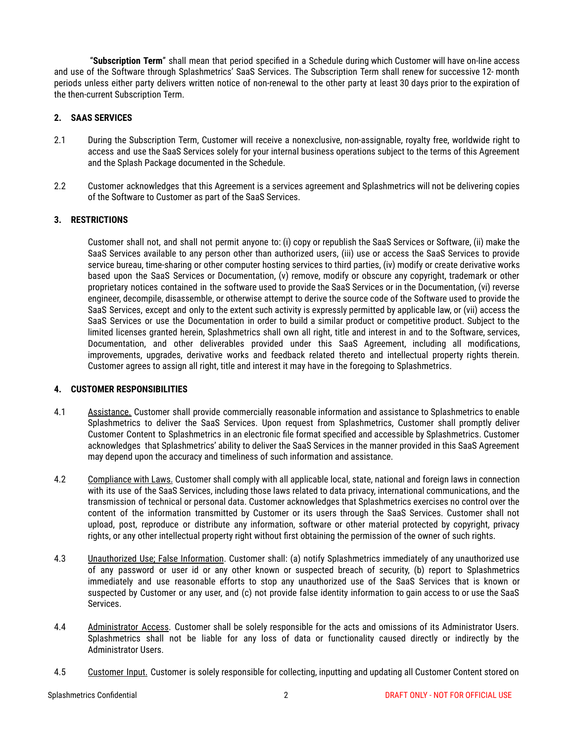"**Subscription Term**" shall mean that period specified in a Schedule during which Customer will have on-line access and use of the Software through Splashmetrics' SaaS Services. The Subscription Term shall renew for successive 12- month periods unless either party delivers written notice of non-renewal to the other party at least 30 days prior to the expiration of the then-current Subscription Term.

## 2. SAAS SERVICES

2.1 During the Subscription Term, Customer will receive a nonexclusive, non-assignable, royalty free, worldwide right to access and use the SaaS Services solely for your internal business operations subject to the terms of this Agreement and the Splash Package documented in the Schedule.

2.2 Customer acknowledges that this Agreement is a services agreement and Splashmetrics will not be delivering copies of the Software to Customer as part of the SaaS Services.

## 3. RESTRICTIONS

Customer shall not, and shall not permit anyone to: (i) copy or republish the SaaS Services or Software, (ii) make the SaaS Services available to any person other than authorized users, (iii) use or access the SaaS Services to provide service bureau, time-sharing or other computer hosting services to third parties, (iv) modify or create derivative works based upon the SaaS Services or Documentation, (v) remove, modify or obscure any copyright, trademark or other proprietary notices contained in the software used to provide the SaaS Services or in the Documentation, (vi) reverse engineer, decompile, disassemble, or otherwise attempt to derive the source code of the Software used to provide the SaaS Services, except and only to the extent such activity is expressly permitted by applicable law, or (vii) access the SaaS Services or use the Documentation in order to build a similar product or competitive product. Subject to the limited licenses granted herein, Splashmetrics shall own all right, title and interest in and to the Software, services, Documentation, and other deliverables provided under this SaaS Agreement, including all modifications, improvements, upgrades, derivative works and feedback related thereto and intellectual property rights therein. Customer agrees to assign all right, title and interest it may have in the foregoing to Splashmetrics.

## 4. CUSTOMER RESPONSIBILITIES

4.1 Assistance. Customer shall provide commercially reasonable information and assistance to Splashmetrics to enable Splashmetrics to deliver the SaaS Services. Upon request from Splashmetrics, Customer shall promptly deliver Customer Content to Splashmetrics in an electronic file format specified and accessible by Splashmetrics. Customer acknowledges that Splashmetrics' ability to deliver the SaaS Services in the manner provided in this SaaS Agreement may depend upon the accuracy and timeliness of such information and assistance.

4.2 Compliance with Laws. Customer shall comply with all applicable local, state, national and foreign laws in connection with its use of the SaaS Services, including those laws related to data privacy, international communications, and the transmission of technical or personal data. Customer acknowledges that Splashmetrics exercises no control over the content of the information transmitted by Customer or its users through the SaaS Services. Customer shall not upload, post, reproduce or distribute any information, software or other material protected by copyright, privacy rights, or any other intellectual property right without first obtaining the permission of the owner of such rights.

4.3 Unauthorized Use; False Information. Customer shall: (a) notify Splashmetrics immediately of any unauthorized use of any password or user id or any other known or suspected breach of security, (b) report to Splashmetrics immediately and use reasonable efforts to stop any unauthorized use of the SaaS Services that is known or suspected by Customer or any user, and (c) not provide false identity information to gain access to or use the SaaS Services.

4.4 Administrator Access. Customer shall be solely responsible for the acts and omissions of its Administrator Users. Splashmetrics shall not be liable for any loss of data or functionality caused directly or indirectly by the Administrator Users.

4.5 Customer Input. Customer is solely responsible for collecting, inputting and updating all Customer Content stored on

Splashmetrics Confidential

DRAFT ONLY - NOT FOR OFFICIAL USE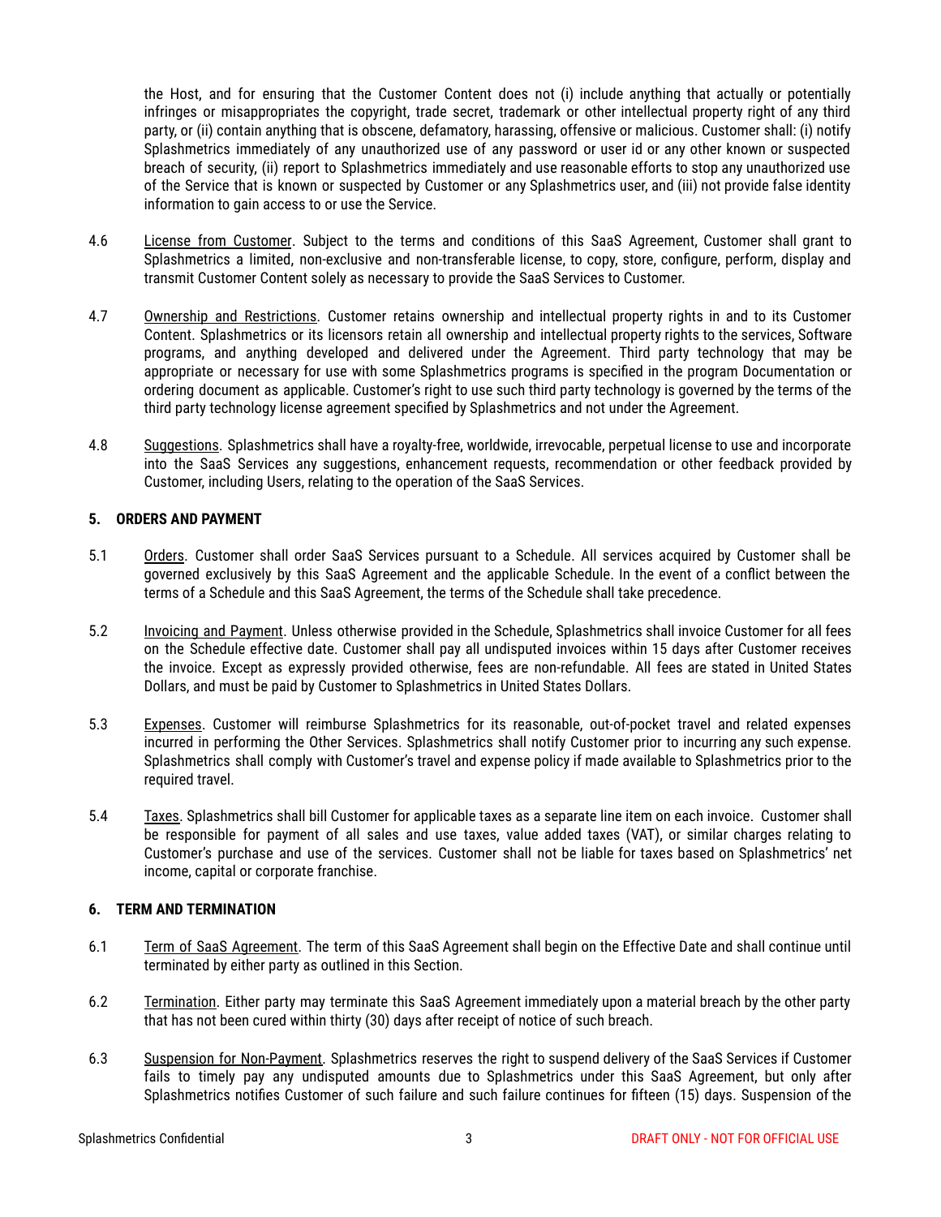the Host, and for ensuring that the Customer Content does not (i) include anything that actually or potentially infringes or misappropriates the copyright, trade secret, trademark or other intellectual property right of any third party, or (ii) contain anything that is obscene, defamatory, harassing, offensive or malicious. Customer shall: (i) notify Splashmetrics immediately of any unauthorized use of any password or user id or any other known or suspected breach of security, (ii) report to Splashmetrics immediately and use reasonable efforts to stop any unauthorized use of the Service that is known or suspected by Customer or any Splashmetrics user, and (iii) not provide false identity information to gain access to or use the Service.

4.6 License from Customer. Subject to the terms and conditions of this SaaS Agreement, Customer shall grant to Splashmetrics a limited, non-exclusive and non-transferable license, to copy, store, configure, perform, display and transmit Customer Content solely as necessary to provide the SaaS Services to Customer.

4.7 Ownership and Restrictions. Customer retains ownership and intellectual property rights in and to its Customer Content. Splashmetrics or its licensors retain all ownership and intellectual property rights to the services, Software programs, and anything developed and delivered under the Agreement. Third party technology that may be appropriate or necessary for use with some Splashmetrics programs is specified in the program Documentation or ordering document as applicable. Customer's right to use such third party technology is governed by the terms of the third party technology license agreement specified by Splashmetrics and not under the Agreement.

4.8 Suggestions. Splashmetrics shall have a royalty-free, worldwide, irrevocable, perpetual license to use and incorporate into the SaaS Services any suggestions, enhancement requests, recommendation or other feedback provided by Customer, including Users, relating to the operation of the SaaS Services.

**5. ORDERS AND PAYMENT**

5.1 Orders. Customer shall order SaaS Services pursuant to a Schedule. All services acquired by Customer shall be governed exclusively by this SaaS Agreement and the applicable Schedule. In the event of a conflict between the terms of a Schedule and this SaaS Agreement, the terms of the Schedule shall take precedence.

5.2 Invoicing and Payment. Unless otherwise provided in the Schedule, Splashmetrics shall invoice Customer for all fees on the Schedule effective date. Customer shall pay all undisputed invoices within 15 days after Customer receives the invoice. Except as expressly provided otherwise, fees are non-refundable. All fees are stated in United States Dollars, and must be paid by Customer to Splashmetrics in United States Dollars.

5.3 Expenses. Customer will reimburse Splashmetrics for its reasonable, out-of-pocket travel and related expenses incurred in performing the Other Services. Splashmetrics shall notify Customer prior to incurring any such expense. Splashmetrics shall comply with Customer's travel and expense policy if made available to Splashmetrics prior to the required travel.

5.4 Taxes. Splashmetrics shall bill Customer for applicable taxes as a separate line item on each invoice. Customer shall be responsible for payment of all sales and use taxes, value added taxes (VAT), or similar charges relating to Customer's purchase and use of the services. Customer shall not be liable for taxes based on Splashmetrics' net income, capital or corporate franchise.

**6. TERM AND TERMINATION**

6.1 Term of SaaS Agreement. The term of this SaaS Agreement shall begin on the Effective Date and shall continue until terminated by either party as outlined in this Section.

6.2 Termination. Either party may terminate this SaaS Agreement immediately upon a material breach by the other party that has not been cured within thirty (30) days after receipt of notice of such breach.

6.3 Suspension for Non-Payment. Splashmetrics reserves the right to suspend delivery of the SaaS Services if Customer fails to timely pay any undisputed amounts due to Splashmetrics under this SaaS Agreement, but only after Splashmetrics notifies Customer of such failure and such failure continues for fifteen (15) days. Suspension of the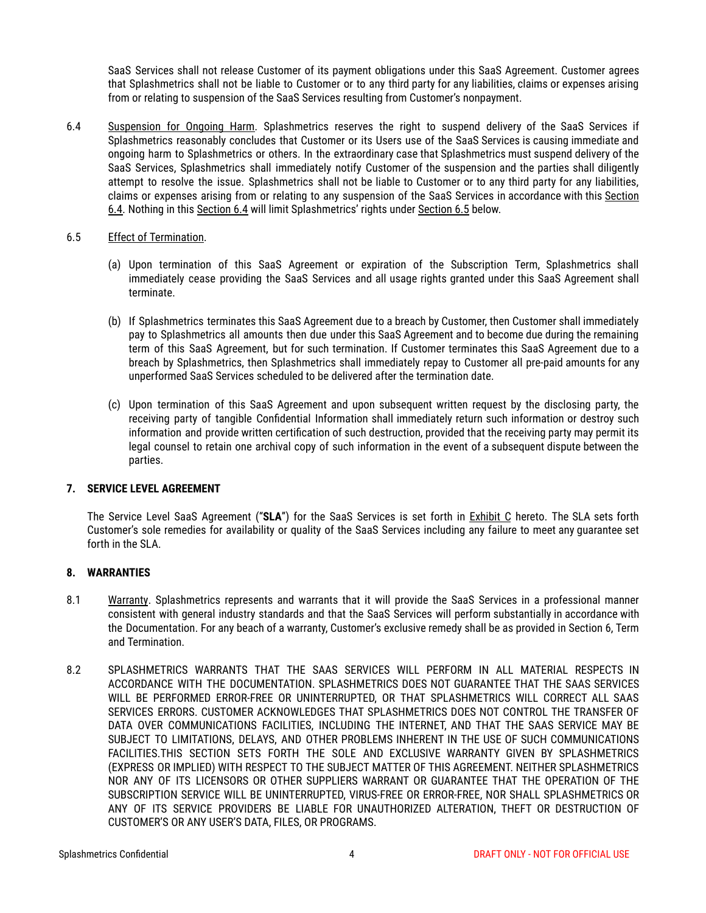SaaS Services shall not release Customer of its payment obligations under this SaaS Agreement. Customer agrees that Splashmetrics shall not be liable to Customer or to any third party for any liabilities, claims or expenses arising from or relating to suspension of the SaaS Services resulting from Customer's nonpayment.

6.4 Suspension for Ongoing Harm. Splashmetrics reserves the right to suspend delivery of the SaaS Services if Splashmetrics reasonably concludes that Customer or its Users use of the SaaS Services is causing immediate and ongoing harm to Splashmetrics or others. In the extraordinary case that Splashmetrics must suspend delivery of the SaaS Services, Splashmetrics shall immediately notify Customer of the suspension and the parties shall diligently attempt to resolve the issue. Splashmetrics shall not be liable to Customer or to any third party for any liabilities, claims or expenses arising from or relating to any suspension of the SaaS Services in accordance with this Section 6.4. Nothing in this Section 6.4 will limit Splashmetrics' rights under Section 6.5 below.

6.5 Effect of Termination.

(a) Upon termination of this SaaS Agreement or expiration of the Subscription Term, Splashmetrics shall immediately cease providing the SaaS Services and all usage rights granted under this SaaS Agreement shall terminate.

(b) If Splashmetrics terminates this SaaS Agreement due to a breach by Customer, then Customer shall immediately pay to Splashmetrics all amounts then due under this SaaS Agreement and to become due during the remaining term of this SaaS Agreement, but for such termination. If Customer terminates this SaaS Agreement due to a breach by Splashmetrics, then Splashmetrics shall immediately repay to Customer all pre-paid amounts for any unperformed SaaS Services scheduled to be delivered after the termination date.

(c) Upon termination of this SaaS Agreement and upon subsequent written request by the disclosing party, the receiving party of tangible Confidential Information shall immediately return such information or destroy such information and provide written certification of such destruction, provided that the receiving party may permit its legal counsel to retain one archival copy of such information in the event of a subsequent dispute between the parties.

## 7. SERVICE LEVEL AGREEMENT

The Service Level SaaS Agreement ("**SLA**") for the SaaS Services is set forth in Exhibit C hereto. The SLA sets forth Customer's sole remedies for availability or quality of the SaaS Services including any failure to meet any guarantee set forth in the SLA.

## 8. WARRANTIES

8.1 Warranty. Splashmetrics represents and warrants that it will provide the SaaS Services in a professional manner consistent with general industry standards and that the SaaS Services will perform substantially in accordance with the Documentation. For any beach of a warranty, Customer's exclusive remedy shall be as provided in Section 6, Term and Termination.

8.2 SPLASHMETRICS WARRANTS THAT THE SAAS SERVICES WILL PERFORM IN ALL MATERIAL RESPECTS IN ACCORDANCE WITH THE DOCUMENTATION. SPLASHMETRICS DOES NOT GUARANTEE THAT THE SAAS SERVICES WILL BE PERFORMED ERROR-FREE OR UNINTERRUPTED, OR THAT SPLASHMETRICS WILL CORRECT ALL SAAS SERVICES ERRORS. CUSTOMER ACKNOWLEDGES THAT SPLASHMETRICS DOES NOT CONTROL THE TRANSFER OF DATA OVER COMMUNICATIONS FACILITIES, INCLUDING THE INTERNET, AND THAT THE SAAS SERVICE MAY BE SUBJECT TO LIMITATIONS, DELAYS, AND OTHER PROBLEMS INHERENT IN THE USE OF SUCH COMMUNICATIONS FACILITIES.THIS SECTION SETS FORTH THE SOLE AND EXCLUSIVE WARRANTY GIVEN BY SPLASHMETRICS (EXPRESS OR IMPLIED) WITH RESPECT TO THE SUBJECT MATTER OF THIS AGREEMENT. NEITHER SPLASHMETRICS NOR ANY OF ITS LICENSORS OR OTHER SUPPLIERS WARRANT OR GUARANTEE THAT THE OPERATION OF THE SUBSCRIPTION SERVICE WILL BE UNINTERRUPTED, VIRUS-FREE OR ERROR-FREE, NOR SHALL SPLASHMETRICS OR ANY OF ITS SERVICE PROVIDERS BE LIABLE FOR UNAUTHORIZED ALTERATION, THEFT OR DESTRUCTION OF CUSTOMER'S OR ANY USER'S DATA, FILES, OR PROGRAMS.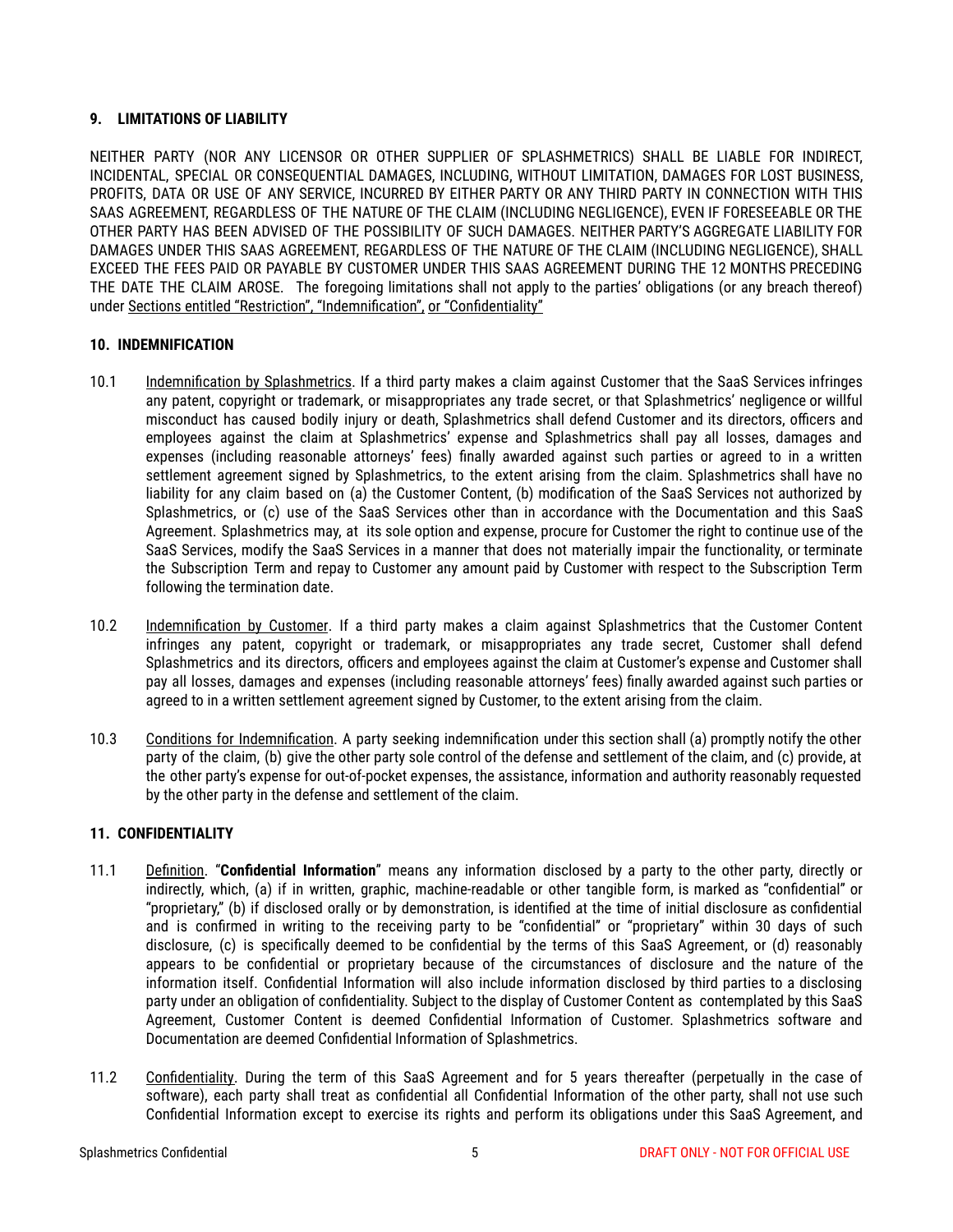## 9. LIMITATIONS OF LIABILITY

NEITHER PARTY (NOR ANY LICENSOR OR OTHER SUPPLIER OF SPLASHMETRICS) SHALL BE LIABLE FOR INDIRECT, INCIDENTAL, SPECIAL OR CONSEQUENTIAL DAMAGES, INCLUDING, WITHOUT LIMITATION, DAMAGES FOR LOST BUSINESS, PROFITS, DATA OR USE OF ANY SERVICE, INCURRED BY EITHER PARTY OR ANY THIRD PARTY IN CONNECTION WITH THIS SAAS AGREEMENT, REGARDLESS OF THE NATURE OF THE CLAIM (INCLUDING NEGLIGENCE), EVEN IF FORESEEABLE OR THE OTHER PARTY HAS BEEN ADVISED OF THE POSSIBILITY OF SUCH DAMAGES. NEITHER PARTY'S AGGREGATE LIABILITY FOR DAMAGES UNDER THIS SAAS AGREEMENT, REGARDLESS OF THE NATURE OF THE CLAIM (INCLUDING NEGLIGENCE), SHALL EXCEED THE FEES PAID OR PAYABLE BY CUSTOMER UNDER THIS SAAS AGREEMENT DURING THE 12 MONTHS PRECEDING THE DATE THE CLAIM AROSE. The foregoing limitations shall not apply to the parties' obligations (or any breach thereof) under Sections entitled "Restriction", "Indemnification", or "Confidentiality"

## 10. INDEMNIFICATION

10.1 Indemnification by Splashmetrics. If a third party makes a claim against Customer that the SaaS Services infringes any patent, copyright or trademark, or misappropriates any trade secret, or that Splashmetrics' negligence or willful misconduct has caused bodily injury or death, Splashmetrics shall defend Customer and its directors, officers and employees against the claim at Splashmetrics' expense and Splashmetrics shall pay all losses, damages and expenses (including reasonable attorneys' fees) finally awarded against such parties or agreed to in a written settlement agreement signed by Splashmetrics, to the extent arising from the claim. Splashmetrics shall have no liability for any claim based on (a) the Customer Content, (b) modification of the SaaS Services not authorized by Splashmetrics, or (c) use of the SaaS Services other than in accordance with the Documentation and this SaaS Agreement. Splashmetrics may, at its sole option and expense, procure for Customer the right to continue use of the SaaS Services, modify the SaaS Services in a manner that does not materially impair the functionality, or terminate the Subscription Term and repay to Customer any amount paid by Customer with respect to the Subscription Term following the termination date.

10.2 Indemnification by Customer. If a third party makes a claim against Splashmetrics that the Customer Content infringes any patent, copyright or trademark, or misappropriates any trade secret, Customer shall defend Splashmetrics and its directors, officers and employees against the claim at Customer's expense and Customer shall pay all losses, damages and expenses (including reasonable attorneys' fees) finally awarded against such parties or agreed to in a written settlement agreement signed by Customer, to the extent arising from the claim.

10.3 Conditions for Indemnification. A party seeking indemnification under this section shall (a) promptly notify the other party of the claim, (b) give the other party sole control of the defense and settlement of the claim, and (c) provide, at the other party's expense for out-of-pocket expenses, the assistance, information and authority reasonably requested by the other party in the defense and settlement of the claim.

## 11. CONFIDENTIALITY

11.1 Definition. "**Confidential Information**" means any information disclosed by a party to the other party, directly or indirectly, which, (a) if in written, graphic, machine-readable or other tangible form, is marked as "confidential" or "proprietary," (b) if disclosed orally or by demonstration, is identified at the time of initial disclosure as confidential and is confirmed in writing to the receiving party to be "confidential" or "proprietary" within 30 days of such disclosure, (c) is specifically deemed to be confidential by the terms of this SaaS Agreement, or (d) reasonably appears to be confidential or proprietary because of the circumstances of disclosure and the nature of the information itself. Confidential Information will also include information disclosed by third parties to a disclosing party under an obligation of confidentiality. Subject to the display of Customer Content as contemplated by this SaaS Agreement, Customer Content is deemed Confidential Information of Customer. Splashmetrics software and Documentation are deemed Confidential Information of Splashmetrics.

11.2 Confidentiality. During the term of this SaaS Agreement and for 5 years thereafter (perpetually in the case of software), each party shall treat as confidential all Confidential Information of the other party, shall not use such Confidential Information except to exercise its rights and perform its obligations under this SaaS Agreement, and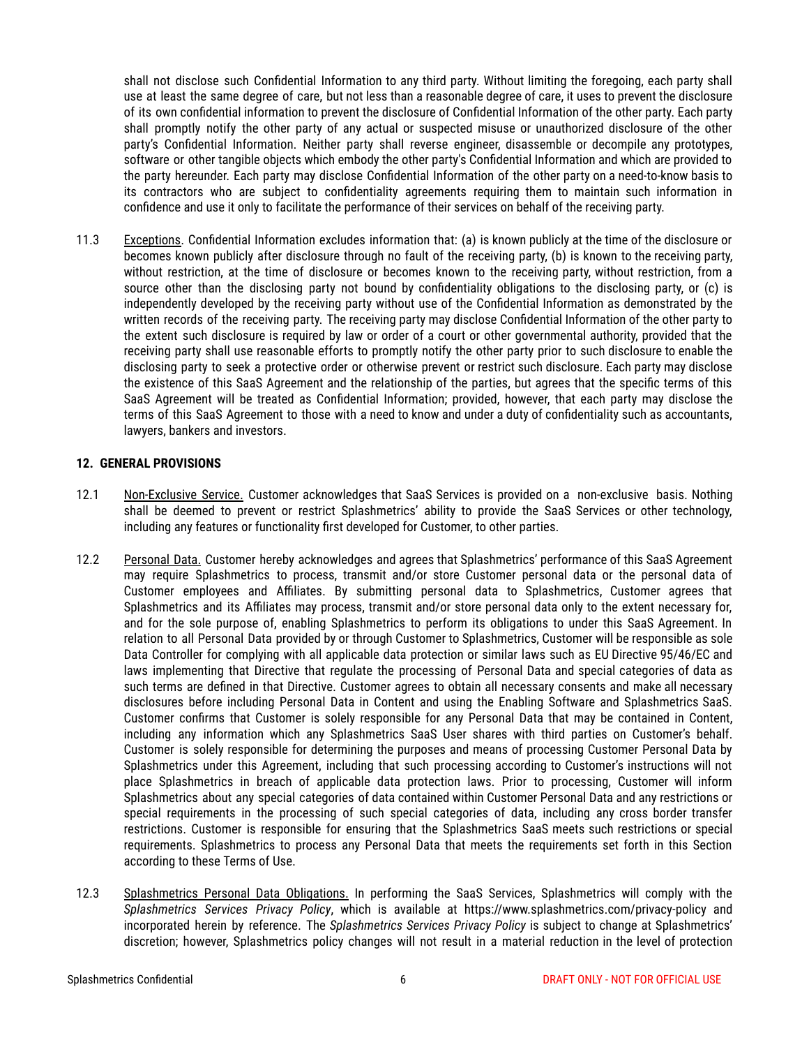shall not disclose such Confidential Information to any third party. Without limiting the foregoing, each party shall use at least the same degree of care, but not less than a reasonable degree of care, it uses to prevent the disclosure of its own confidential information to prevent the disclosure of Confidential Information of the other party. Each party shall promptly notify the other party of any actual or suspected misuse or unauthorized disclosure of the other party's Confidential Information. Neither party shall reverse engineer, disassemble or decompile any prototypes, software or other tangible objects which embody the other party's Confidential Information and which are provided to the party hereunder. Each party may disclose Confidential Information of the other party on a need-to-know basis to its contractors who are subject to confidentiality agreements requiring them to maintain such information in confidence and use it only to facilitate the performance of their services on behalf of the receiving party.

11.3 Exceptions. Confidential Information excludes information that: (a) is known publicly at the time of the disclosure or becomes known publicly after disclosure through no fault of the receiving party, (b) is known to the receiving party, without restriction, at the time of disclosure or becomes known to the receiving party, without restriction, from a source other than the disclosing party not bound by confidentiality obligations to the disclosing party, or (c) is independently developed by the receiving party without use of the Confidential Information as demonstrated by the written records of the receiving party. The receiving party may disclose Confidential Information of the other party to the extent such disclosure is required by law or order of a court or other governmental authority, provided that the receiving party shall use reasonable efforts to promptly notify the other party prior to such disclosure to enable the disclosing party to seek a protective order or otherwise prevent or restrict such disclosure. Each party may disclose the existence of this SaaS Agreement and the relationship of the parties, but agrees that the specific terms of this SaaS Agreement will be treated as Confidential Information; provided, however, that each party may disclose the terms of this SaaS Agreement to those with a need to know and under a duty of confidentiality such as accountants, lawyers, bankers and investors.

## 12. GENERAL PROVISIONS

12.1 Non-Exclusive Service. Customer acknowledges that SaaS Services is provided on a non-exclusive basis. Nothing shall be deemed to prevent or restrict Splashmetrics' ability to provide the SaaS Services or other technology, including any features or functionality first developed for Customer, to other parties.

12.2 Personal Data. Customer hereby acknowledges and agrees that Splashmetrics' performance of this SaaS Agreement may require Splashmetrics to process, transmit and/or store Customer personal data or the personal data of Customer employees and Affiliates. By submitting personal data to Splashmetrics, Customer agrees that Splashmetrics and its Affiliates may process, transmit and/or store personal data only to the extent necessary for, and for the sole purpose of, enabling Splashmetrics to perform its obligations to under this SaaS Agreement. In relation to all Personal Data provided by or through Customer to Splashmetrics, Customer will be responsible as sole Data Controller for complying with all applicable data protection or similar laws such as EU Directive 95/46/EC and laws implementing that Directive that regulate the processing of Personal Data and special categories of data as such terms are defined in that Directive. Customer agrees to obtain all necessary consents and make all necessary disclosures before including Personal Data in Content and using the Enabling Software and Splashmetrics SaaS. Customer confirms that Customer is solely responsible for any Personal Data that may be contained in Content, including any information which any Splashmetrics SaaS User shares with third parties on Customer's behalf. Customer is solely responsible for determining the purposes and means of processing Customer Personal Data by Splashmetrics under this Agreement, including that such processing according to Customer's instructions will not place Splashmetrics in breach of applicable data protection laws. Prior to processing, Customer will inform Splashmetrics about any special categories of data contained within Customer Personal Data and any restrictions or special requirements in the processing of such special categories of data, including any cross border transfer restrictions. Customer is responsible for ensuring that the Splashmetrics SaaS meets such restrictions or special requirements. Splashmetrics to process any Personal Data that meets the requirements set forth in this Section according to these Terms of Use.

12.3 Splashmetrics Personal Data Obligations. In performing the SaaS Services, Splashmetrics will comply with the *Splashmetrics Services Privacy Policy*, which is available at https://www.splashmetrics.com/privacy-policy and incorporated herein by reference. The *Splashmetrics Services Privacy Policy* is subject to change at Splashmetrics' discretion; however, Splashmetrics policy changes will not result in a material reduction in the level of protection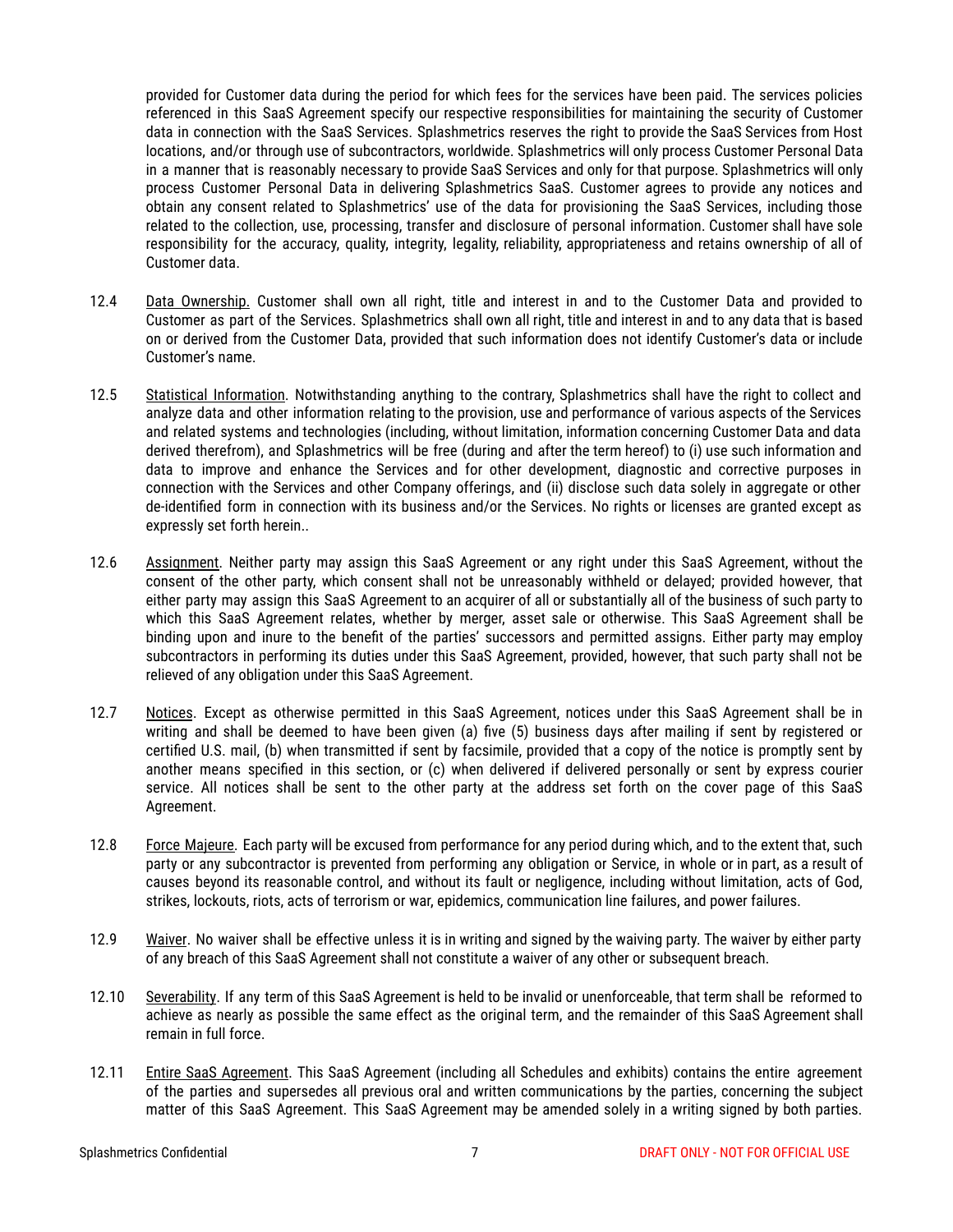provided for Customer data during the period for which fees for the services have been paid. The services policies referenced in this SaaS Agreement specify our respective responsibilities for maintaining the security of Customer data in connection with the SaaS Services. Splashmetrics reserves the right to provide the SaaS Services from Host locations, and/or through use of subcontractors, worldwide. Splashmetrics will only process Customer Personal Data in a manner that is reasonably necessary to provide SaaS Services and only for that purpose. Splashmetrics will only process Customer Personal Data in delivering Splashmetrics SaaS. Customer agrees to provide any notices and obtain any consent related to Splashmetrics' use of the data for provisioning the SaaS Services, including those related to the collection, use, processing, transfer and disclosure of personal information. Customer shall have sole responsibility for the accuracy, quality, integrity, legality, reliability, appropriateness and retains ownership of all of Customer data.

12.4 Data Ownership. Customer shall own all right, title and interest in and to the Customer Data and provided to Customer as part of the Services. Splashmetrics shall own all right, title and interest in and to any data that is based on or derived from the Customer Data, provided that such information does not identify Customer's data or include Customer's name.

12.5 Statistical Information. Notwithstanding anything to the contrary, Splashmetrics shall have the right to collect and analyze data and other information relating to the provision, use and performance of various aspects of the Services and related systems and technologies (including, without limitation, information concerning Customer Data and data derived therefrom), and Splashmetrics will be free (during and after the term hereof) to (i) use such information and data to improve and enhance the Services and for other development, diagnostic and corrective purposes in connection with the Services and other Company offerings, and (ii) disclose such data solely in aggregate or other de-identified form in connection with its business and/or the Services. No rights or licenses are granted except as expressly set forth herein..

12.6 Assignment. Neither party may assign this SaaS Agreement or any right under this SaaS Agreement, without the consent of the other party, which consent shall not be unreasonably withheld or delayed; provided however, that either party may assign this SaaS Agreement to an acquirer of all or substantially all of the business of such party to which this SaaS Agreement relates, whether by merger, asset sale or otherwise. This SaaS Agreement shall be binding upon and inure to the benefit of the parties' successors and permitted assigns. Either party may employ subcontractors in performing its duties under this SaaS Agreement, provided, however, that such party shall not be relieved of any obligation under this SaaS Agreement.

12.7 Notices. Except as otherwise permitted in this SaaS Agreement, notices under this SaaS Agreement shall be in writing and shall be deemed to have been given (a) five (5) business days after mailing if sent by registered or certified U.S. mail, (b) when transmitted if sent by facsimile, provided that a copy of the notice is promptly sent by another means specified in this section, or (c) when delivered if delivered personally or sent by express courier service. All notices shall be sent to the other party at the address set forth on the cover page of this SaaS Agreement.

12.8 Force Majeure. Each party will be excused from performance for any period during which, and to the extent that, such party or any subcontractor is prevented from performing any obligation or Service, in whole or in part, as a result of causes beyond its reasonable control, and without its fault or negligence, including without limitation, acts of God, strikes, lockouts, riots, acts of terrorism or war, epidemics, communication line failures, and power failures.

12.9 Waiver. No waiver shall be effective unless it is in writing and signed by the waiving party. The waiver by either party of any breach of this SaaS Agreement shall not constitute a waiver of any other or subsequent breach.

12.10 Severability. If any term of this SaaS Agreement is held to be invalid or unenforceable, that term shall be reformed to achieve as nearly as possible the same effect as the original term, and the remainder of this SaaS Agreement shall remain in full force.

12.11 Entire SaaS Agreement. This SaaS Agreement (including all Schedules and exhibits) contains the entire agreement of the parties and supersedes all previous oral and written communications by the parties, concerning the subject matter of this SaaS Agreement. This SaaS Agreement may be amended solely in a writing signed by both parties.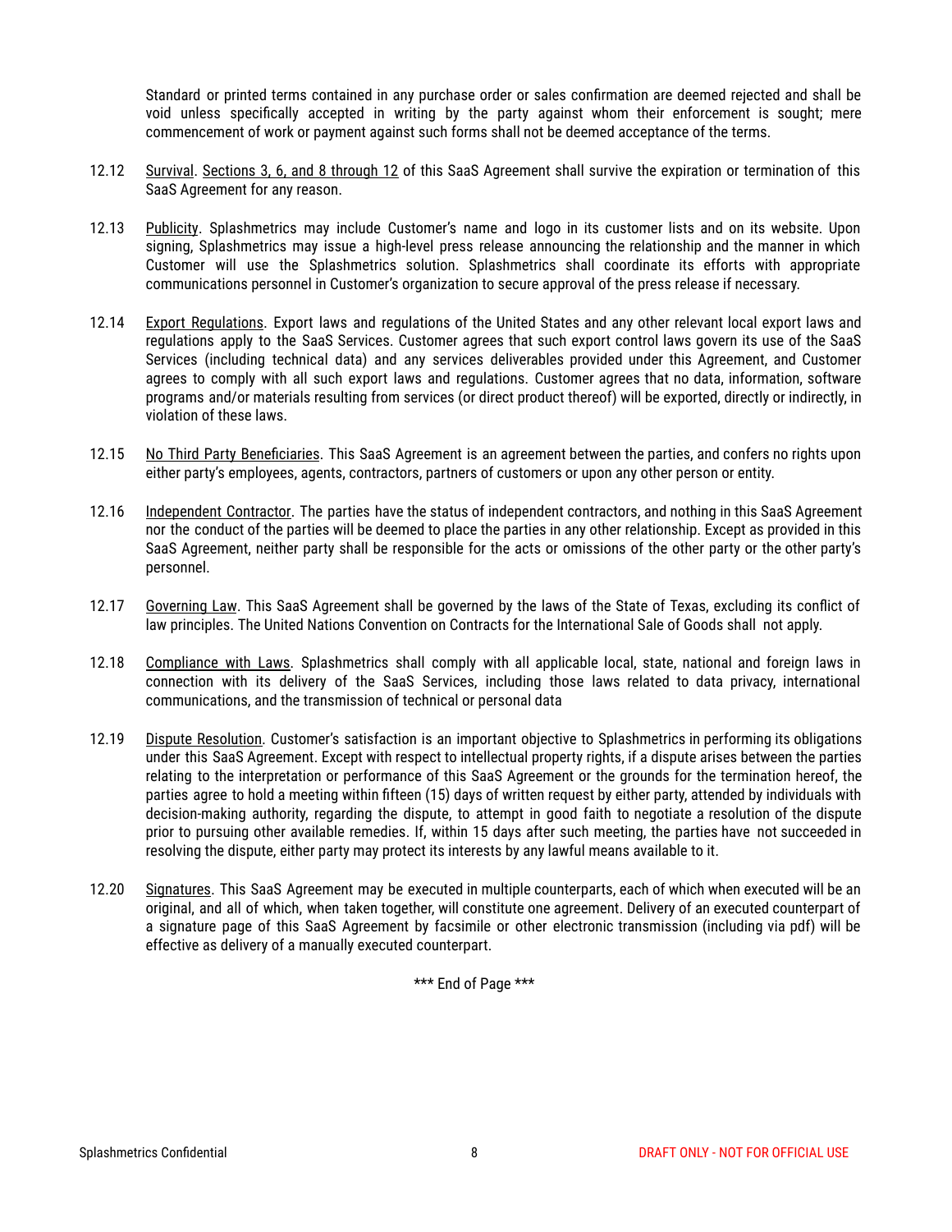Standard or printed terms contained in any purchase order or sales confirmation are deemed rejected and shall be void unless specifically accepted in writing by the party against whom their enforcement is sought; mere commencement of work or payment against such forms shall not be deemed acceptance of the terms.

12.12 Survival. Sections 3, 6, and 8 through 12 of this SaaS Agreement shall survive the expiration or termination of this SaaS Agreement for any reason.

12.13 Publicity. Splashmetrics may include Customer's name and logo in its customer lists and on its website. Upon signing, Splashmetrics may issue a high-level press release announcing the relationship and the manner in which Customer will use the Splashmetrics solution. Splashmetrics shall coordinate its efforts with appropriate communications personnel in Customer's organization to secure approval of the press release if necessary.

12.14 Export Regulations. Export laws and regulations of the United States and any other relevant local export laws and regulations apply to the SaaS Services. Customer agrees that such export control laws govern its use of the SaaS Services (including technical data) and any services deliverables provided under this Agreement, and Customer agrees to comply with all such export laws and regulations. Customer agrees that no data, information, software programs and/or materials resulting from services (or direct product thereof) will be exported, directly or indirectly, in violation of these laws.

12.15 No Third Party Beneficiaries. This SaaS Agreement is an agreement between the parties, and confers no rights upon either party's employees, agents, contractors, partners of customers or upon any other person or entity.

12.16 Independent Contractor. The parties have the status of independent contractors, and nothing in this SaaS Agreement nor the conduct of the parties will be deemed to place the parties in any other relationship. Except as provided in this SaaS Agreement, neither party shall be responsible for the acts or omissions of the other party or the other party's personnel.

12.17 Governing Law. This SaaS Agreement shall be governed by the laws of the State of Texas, excluding its conflict of law principles. The United Nations Convention on Contracts for the International Sale of Goods shall not apply.

12.18 Compliance with Laws. Splashmetrics shall comply with all applicable local, state, national and foreign laws in connection with its delivery of the SaaS Services, including those laws related to data privacy, international communications, and the transmission of technical or personal data

12.19 Dispute Resolution. Customer's satisfaction is an important objective to Splashmetrics in performing its obligations under this SaaS Agreement. Except with respect to intellectual property rights, if a dispute arises between the parties relating to the interpretation or performance of this SaaS Agreement or the grounds for the termination hereof, the parties agree to hold a meeting within fifteen (15) days of written request by either party, attended by individuals with decision-making authority, regarding the dispute, to attempt in good faith to negotiate a resolution of the dispute prior to pursuing other available remedies. If, within 15 days after such meeting, the parties have not succeeded in resolving the dispute, either party may protect its interests by any lawful means available to it.

12.20 Signatures. This SaaS Agreement may be executed in multiple counterparts, each of which when executed will be an original, and all of which, when taken together, will constitute one agreement. Delivery of an executed counterpart of a signature page of this SaaS Agreement by facsimile or other electronic transmission (including via pdf) will be effective as delivery of a manually executed counterpart.

*** End of Page ***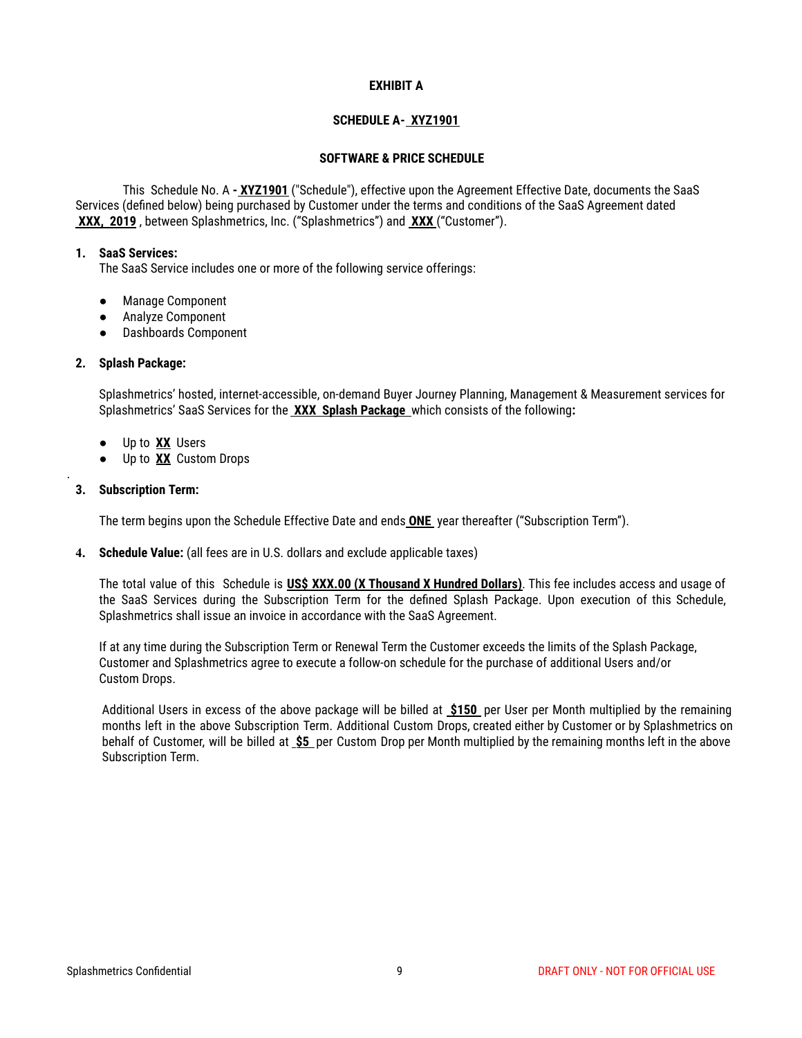**EXHIBIT A**

**SCHEDULE A- XYZ1901**

**SOFTWARE & PRICE SCHEDULE**

This Schedule No. A **- XYZ1901** ("Schedule"), effective upon the Agreement Effective Date, documents the SaaS Services (defined below) being purchased by Customer under the terms and conditions of the SaaS Agreement dated **XXX, 2019**, between Splashmetrics, Inc. ("Splashmetrics") and **XXX** ("Customer").

1. **SaaS Services:**
   The SaaS Service includes one or more of the following service offerings:

   - Manage Component
   - Analyze Component
   - Dashboards Component

2. **Splash Package:**

   Splashmetrics' hosted, internet-accessible, on-demand Buyer Journey Planning, Management & Measurement services for Splashmetrics' SaaS Services for the **XXX Splash Package** which consists of the following**:**

   - Up to **XX** Users
   - Up to **XX** Custom Drops

3. **Subscription Term:**

   The term begins upon the Schedule Effective Date and ends **ONE** year thereafter ("Subscription Term").

4. **Schedule Value:** (all fees are in U.S. dollars and exclude applicable taxes)

   The total value of this Schedule is **US$ XXX.00 (X Thousand X Hundred Dollars)**. This fee includes access and usage of the SaaS Services during the Subscription Term for the defined Splash Package. Upon execution of this Schedule, Splashmetrics shall issue an invoice in accordance with the SaaS Agreement.

   If at any time during the Subscription Term or Renewal Term the Customer exceeds the limits of the Splash Package, Customer and Splashmetrics agree to execute a follow-on schedule for the purchase of additional Users and/or Custom Drops.

   Additional Users in excess of the above package will be billed at **$150** per User per Month multiplied by the remaining months left in the above Subscription Term. Additional Custom Drops, created either by Customer or by Splashmetrics on behalf of Customer, will be billed at **$5** per Custom Drop per Month multiplied by the remaining months left in the above Subscription Term.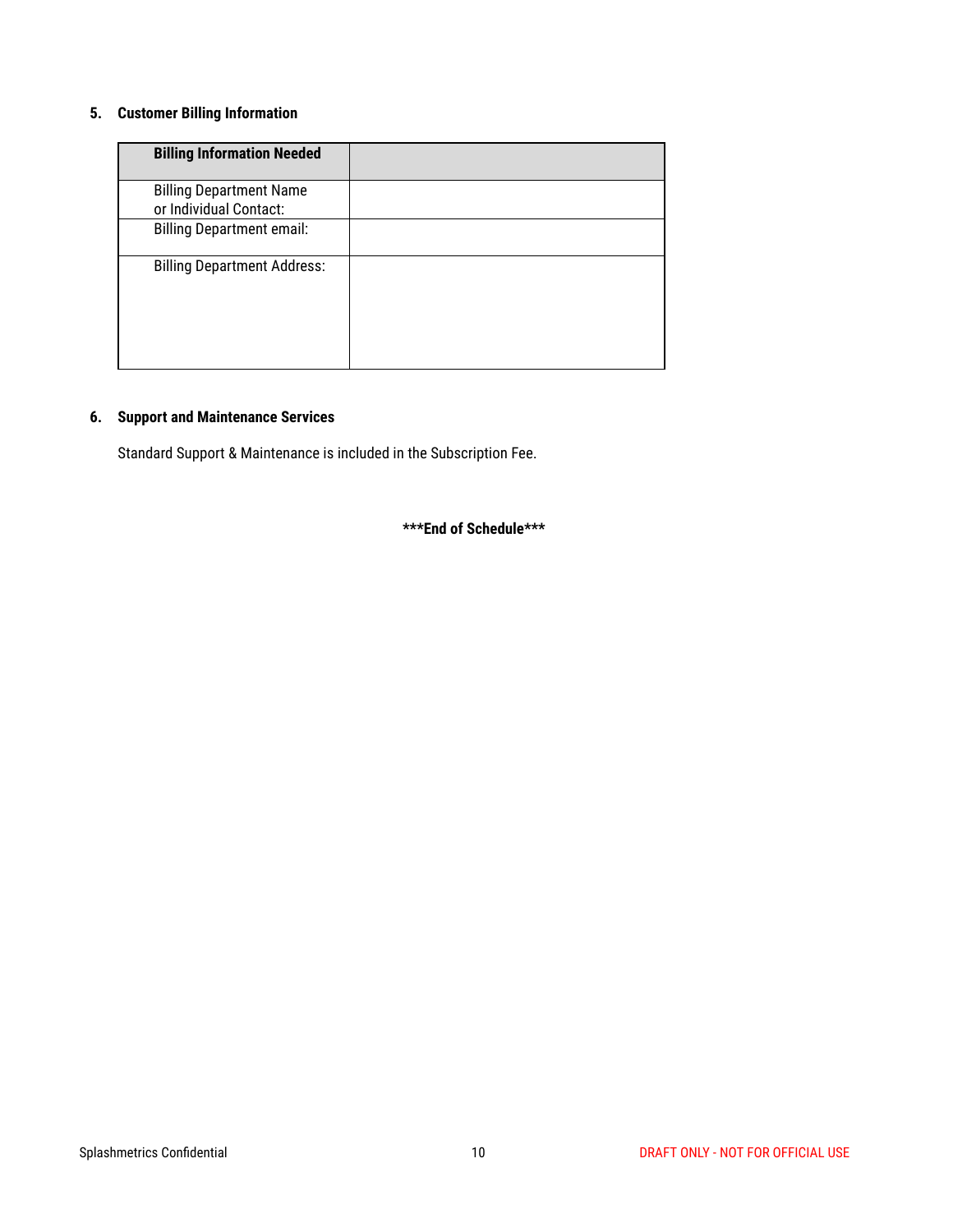## 5. Customer Billing Information

| **Billing Information Needed** | |
|---|---|
| Billing Department Name or Individual Contact: | |
| Billing Department email: | |
| Billing Department Address: | |

## 6. Support and Maintenance Services

Standard Support & Maintenance is included in the Subscription Fee.

**\*\*\*End of Schedule\*\*\***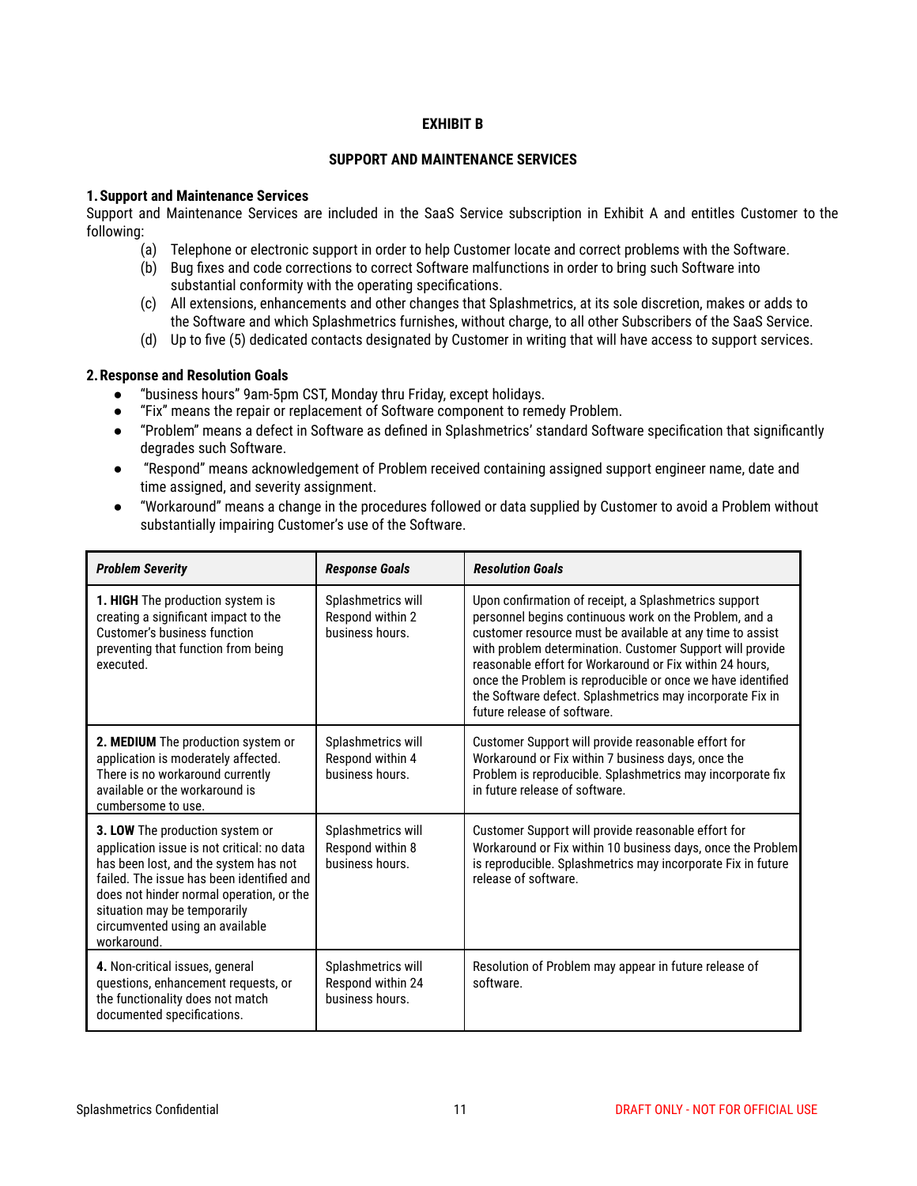# EXHIBIT B

## SUPPORT AND MAINTENANCE SERVICES

**1. Support and Maintenance Services**

Support and Maintenance Services are included in the SaaS Service subscription in Exhibit A and entitles Customer to the following:

(a) Telephone or electronic support in order to help Customer locate and correct problems with the Software.

(b) Bug fixes and code corrections to correct Software malfunctions in order to bring such Software into substantial conformity with the operating specifications.

(c) All extensions, enhancements and other changes that Splashmetrics, at its sole discretion, makes or adds to the Software and which Splashmetrics furnishes, without charge, to all other Subscribers of the SaaS Service.

(d) Up to five (5) dedicated contacts designated by Customer in writing that will have access to support services.

**2. Response and Resolution Goals**

- "business hours" 9am-5pm CST, Monday thru Friday, except holidays.
- "Fix" means the repair or replacement of Software component to remedy Problem.
- "Problem" means a defect in Software as defined in Splashmetrics' standard Software specification that significantly degrades such Software.
- "Respond" means acknowledgement of Problem received containing assigned support engineer name, date and time assigned, and severity assignment.
- "Workaround" means a change in the procedures followed or data supplied by Customer to avoid a Problem without substantially impairing Customer's use of the Software.

| ***Problem Severity*** | ***Response Goals*** | ***Resolution Goals*** |
|---|---|---|
| **1. HIGH** The production system is creating a significant impact to the Customer's business function preventing that function from being executed. | Splashmetrics will Respond within 2 business hours. | Upon confirmation of receipt, a Splashmetrics support personnel begins continuous work on the Problem, and a customer resource must be available at any time to assist with problem determination. Customer Support will provide reasonable effort for Workaround or Fix within 24 hours, once the Problem is reproducible or once we have identified the Software defect. Splashmetrics may incorporate Fix in future release of software. |
| **2. MEDIUM** The production system or application is moderately affected. There is no workaround currently available or the workaround is cumbersome to use. | Splashmetrics will Respond within 4 business hours. | Customer Support will provide reasonable effort for Workaround or Fix within 7 business days, once the Problem is reproducible. Splashmetrics may incorporate fix in future release of software. |
| **3. LOW** The production system or application issue is not critical: no data has been lost, and the system has not failed. The issue has been identified and does not hinder normal operation, or the situation may be temporarily circumvented using an available workaround. | Splashmetrics will Respond within 8 business hours. | Customer Support will provide reasonable effort for Workaround or Fix within 10 business days, once the Problem is reproducible. Splashmetrics may incorporate Fix in future release of software. |
| **4.** Non-critical issues, general questions, enhancement requests, or the functionality does not match documented specifications. | Splashmetrics will Respond within 24 business hours. | Resolution of Problem may appear in future release of software. |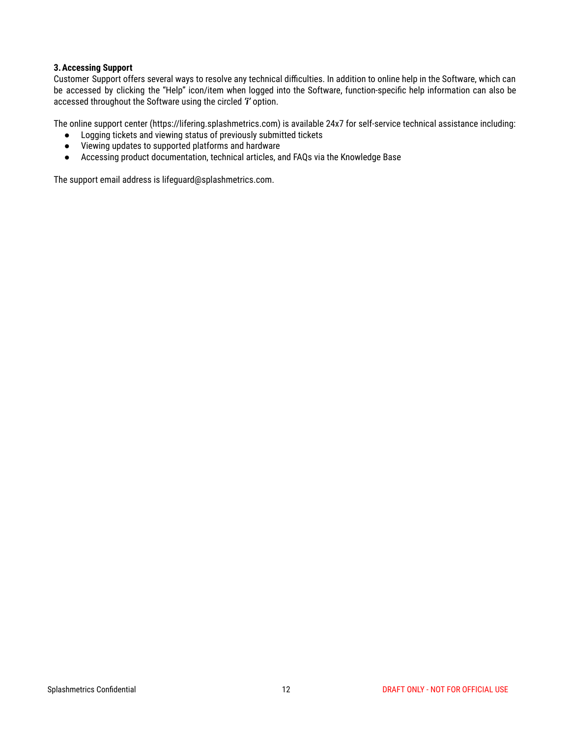### 3. Accessing Support

Customer Support offers several ways to resolve any technical difficulties. In addition to online help in the Software, which can be accessed by clicking the "Help" icon/item when logged into the Software, function-specific help information can also be accessed throughout the Software using the circled ***'i'*** option.

The online support center (https://lifering.splashmetrics.com) is available 24x7 for self-service technical assistance including:

- Logging tickets and viewing status of previously submitted tickets
- Viewing updates to supported platforms and hardware
- Accessing product documentation, technical articles, and FAQs via the Knowledge Base

The support email address is lifeguard@splashmetrics.com.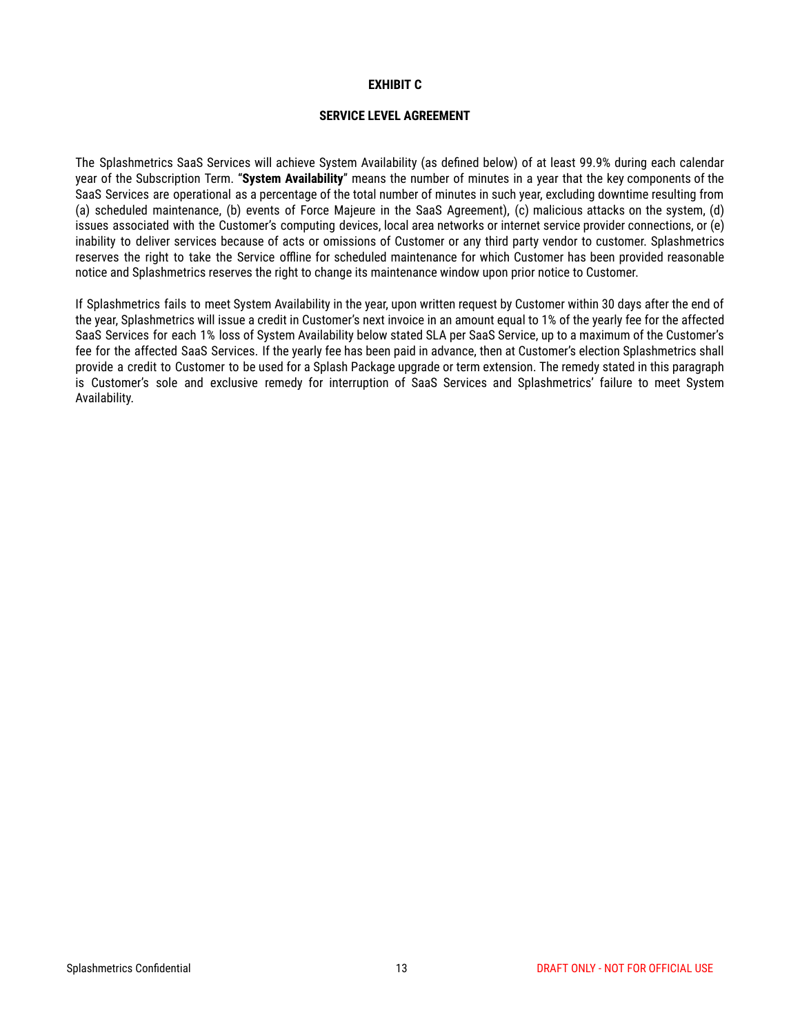# EXHIBIT C

## SERVICE LEVEL AGREEMENT

The Splashmetrics SaaS Services will achieve System Availability (as defined below) of at least 99.9% during each calendar year of the Subscription Term. "**System Availability**" means the number of minutes in a year that the key components of the SaaS Services are operational as a percentage of the total number of minutes in such year, excluding downtime resulting from (a) scheduled maintenance, (b) events of Force Majeure in the SaaS Agreement), (c) malicious attacks on the system, (d) issues associated with the Customer's computing devices, local area networks or internet service provider connections, or (e) inability to deliver services because of acts or omissions of Customer or any third party vendor to customer. Splashmetrics reserves the right to take the Service offline for scheduled maintenance for which Customer has been provided reasonable notice and Splashmetrics reserves the right to change its maintenance window upon prior notice to Customer.

If Splashmetrics fails to meet System Availability in the year, upon written request by Customer within 30 days after the end of the year, Splashmetrics will issue a credit in Customer's next invoice in an amount equal to 1% of the yearly fee for the affected SaaS Services for each 1% loss of System Availability below stated SLA per SaaS Service, up to a maximum of the Customer's fee for the affected SaaS Services. If the yearly fee has been paid in advance, then at Customer's election Splashmetrics shall provide a credit to Customer to be used for a Splash Package upgrade or term extension. The remedy stated in this paragraph is Customer's sole and exclusive remedy for interruption of SaaS Services and Splashmetrics' failure to meet System Availability.

Splashmetrics Confidential

DRAFT ONLY - NOT FOR OFFICIAL USE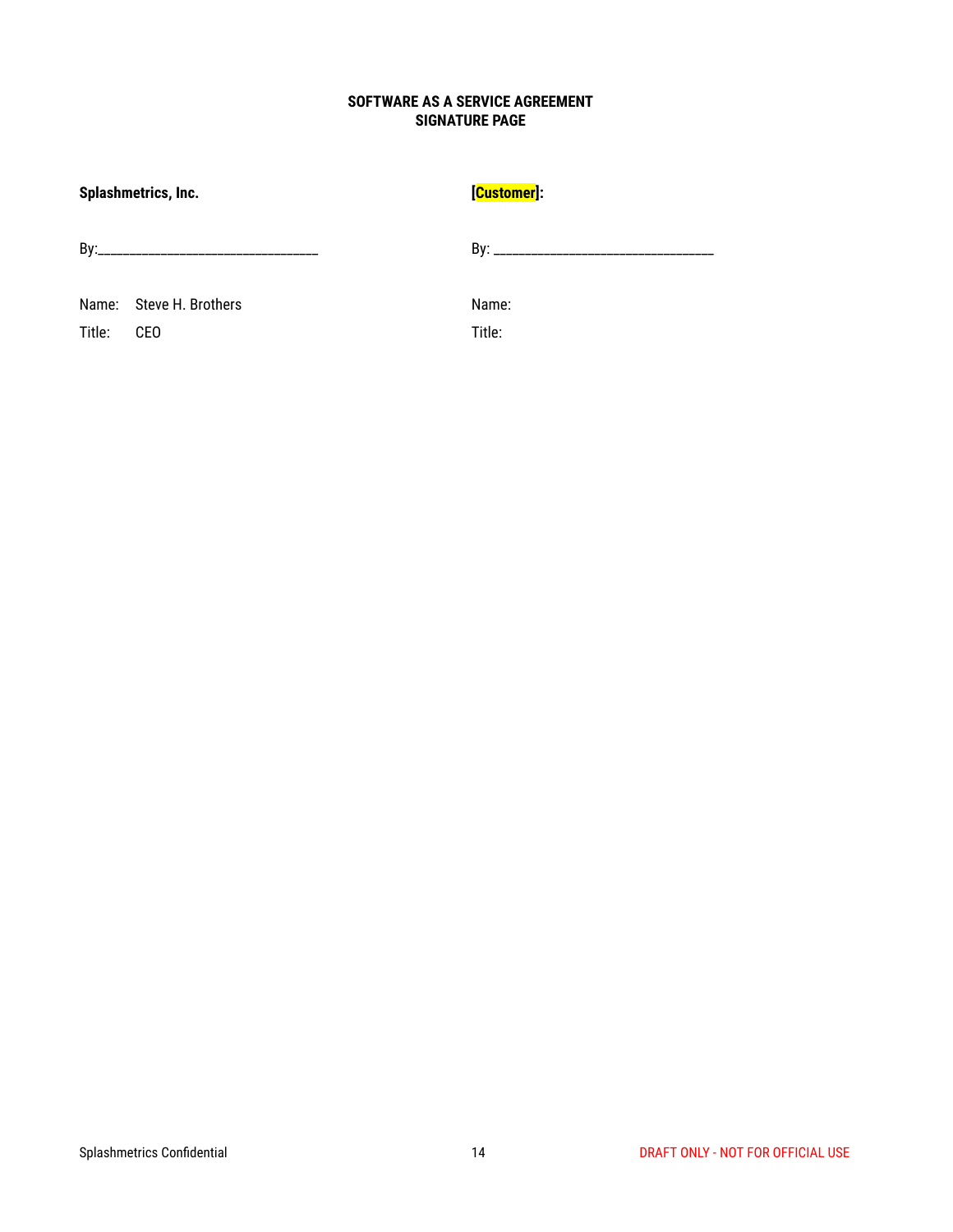**SOFTWARE AS A SERVICE AGREEMENT**
**SIGNATURE PAGE**

| | |
|---|---|
| **Splashmetrics, Inc.** | **[Customer]:** |
| By:________________________________ | By: ________________________________ |
| Name: Steve H. Brothers | Name: |
| Title: CEO | Title: |

Splashmetrics Confidential

DRAFT ONLY - NOT FOR OFFICIAL USE